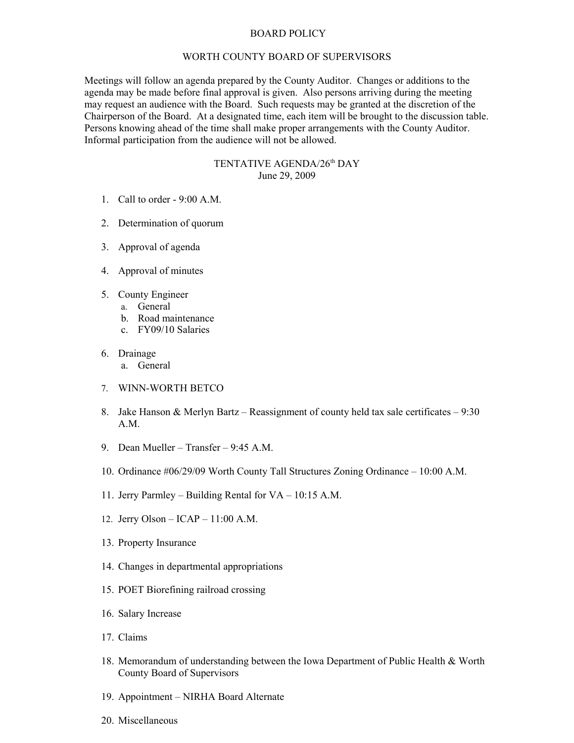# BOARD POLICY

## WORTH COUNTY BOARD OF SUPERVISORS

Meetings will follow an agenda prepared by the County Auditor. Changes or additions to the agenda may be made before final approval is given. Also persons arriving during the meeting may request an audience with the Board. Such requests may be granted at the discretion of the Chairperson of the Board. At a designated time, each item will be brought to the discussion table. Persons knowing ahead of the time shall make proper arrangements with the County Auditor. Informal participation from the audience will not be allowed.

## TENTATIVE AGENDA/26th DAY

June 29, 2009

1. Call to order - 9:00 A.M.
2. Determination of quorum
3. Approval of agenda
4. Approval of minutes
5. County Engineer
   a. General
   b. Road maintenance
   c. FY09/10 Salaries
6. Drainage
   a. General
7. WINN-WORTH BETCO
8. Jake Hanson & Merlyn Bartz – Reassignment of county held tax sale certificates – 9:30 A.M.
9. Dean Mueller – Transfer – 9:45 A.M.
10. Ordinance #06/29/09 Worth County Tall Structures Zoning Ordinance – 10:00 A.M.
11. Jerry Parmley – Building Rental for VA – 10:15 A.M.
12. Jerry Olson – ICAP – 11:00 A.M.
13. Property Insurance
14. Changes in departmental appropriations
15. POET Biorefining railroad crossing
16. Salary Increase
17. Claims
18. Memorandum of understanding between the Iowa Department of Public Health & Worth County Board of Supervisors
19. Appointment – NIRHA Board Alternate
20. Miscellaneous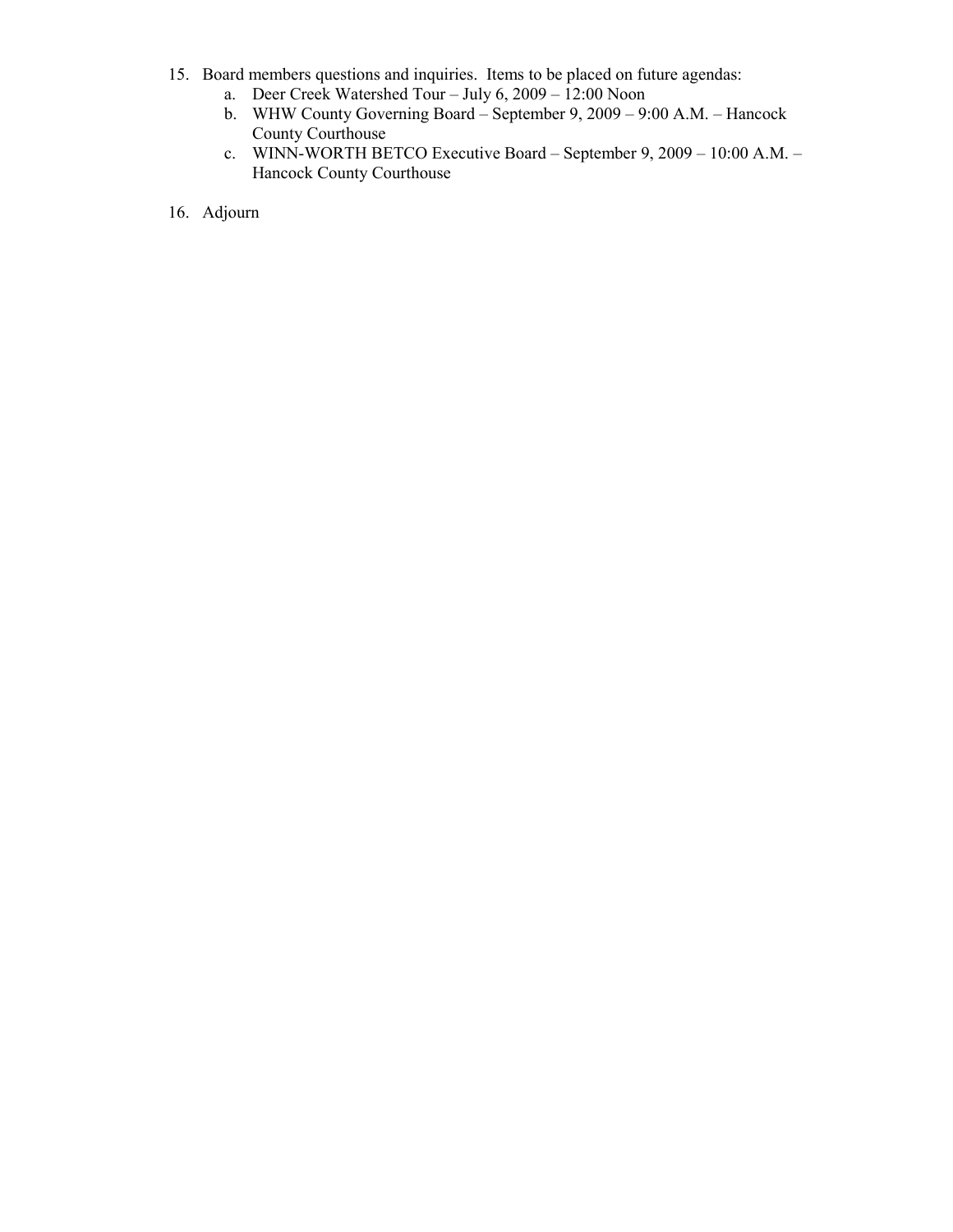15. Board members questions and inquiries. Items to be placed on future agendas:
    a. Deer Creek Watershed Tour – July 6, 2009 – 12:00 Noon
    b. WHW County Governing Board – September 9, 2009 – 9:00 A.M. – Hancock County Courthouse
    c. WINN-WORTH BETCO Executive Board – September 9, 2009 – 10:00 A.M. – Hancock County Courthouse

16. Adjourn